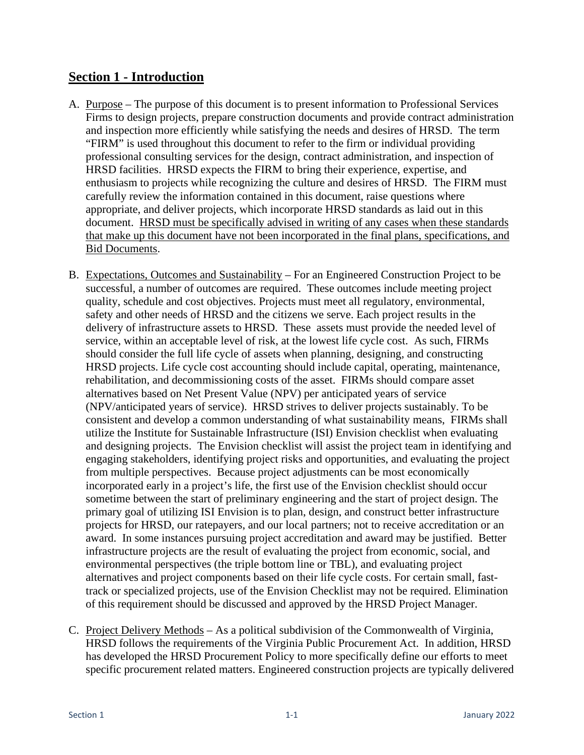# Section 1 - Introduction

A. Purpose – The purpose of this document is to present information to Professional Services Firms to design projects, prepare construction documents and provide contract administration and inspection more efficiently while satisfying the needs and desires of HRSD. The term "FIRM" is used throughout this document to refer to the firm or individual providing professional consulting services for the design, contract administration, and inspection of HRSD facilities. HRSD expects the FIRM to bring their experience, expertise, and enthusiasm to projects while recognizing the culture and desires of HRSD. The FIRM must carefully review the information contained in this document, raise questions where appropriate, and deliver projects, which incorporate HRSD standards as laid out in this document. HRSD must be specifically advised in writing of any cases when these standards that make up this document have not been incorporated in the final plans, specifications, and Bid Documents.

B. Expectations, Outcomes and Sustainability – For an Engineered Construction Project to be successful, a number of outcomes are required. These outcomes include meeting project quality, schedule and cost objectives. Projects must meet all regulatory, environmental, safety and other needs of HRSD and the citizens we serve. Each project results in the delivery of infrastructure assets to HRSD. These assets must provide the needed level of service, within an acceptable level of risk, at the lowest life cycle cost. As such, FIRMs should consider the full life cycle of assets when planning, designing, and constructing HRSD projects. Life cycle cost accounting should include capital, operating, maintenance, rehabilitation, and decommissioning costs of the asset. FIRMs should compare asset alternatives based on Net Present Value (NPV) per anticipated years of service (NPV/anticipated years of service). HRSD strives to deliver projects sustainably. To be consistent and develop a common understanding of what sustainability means, FIRMs shall utilize the Institute for Sustainable Infrastructure (ISI) Envision checklist when evaluating and designing projects. The Envision checklist will assist the project team in identifying and engaging stakeholders, identifying project risks and opportunities, and evaluating the project from multiple perspectives. Because project adjustments can be most economically incorporated early in a project's life, the first use of the Envision checklist should occur sometime between the start of preliminary engineering and the start of project design. The primary goal of utilizing ISI Envision is to plan, design, and construct better infrastructure projects for HRSD, our ratepayers, and our local partners; not to receive accreditation or an award. In some instances pursuing project accreditation and award may be justified. Better infrastructure projects are the result of evaluating the project from economic, social, and environmental perspectives (the triple bottom line or TBL), and evaluating project alternatives and project components based on their life cycle costs. For certain small, fast-track or specialized projects, use of the Envision Checklist may not be required. Elimination of this requirement should be discussed and approved by the HRSD Project Manager.

C. Project Delivery Methods – As a political subdivision of the Commonwealth of Virginia, HRSD follows the requirements of the Virginia Public Procurement Act. In addition, HRSD has developed the HRSD Procurement Policy to more specifically define our efforts to meet specific procurement related matters. Engineered construction projects are typically delivered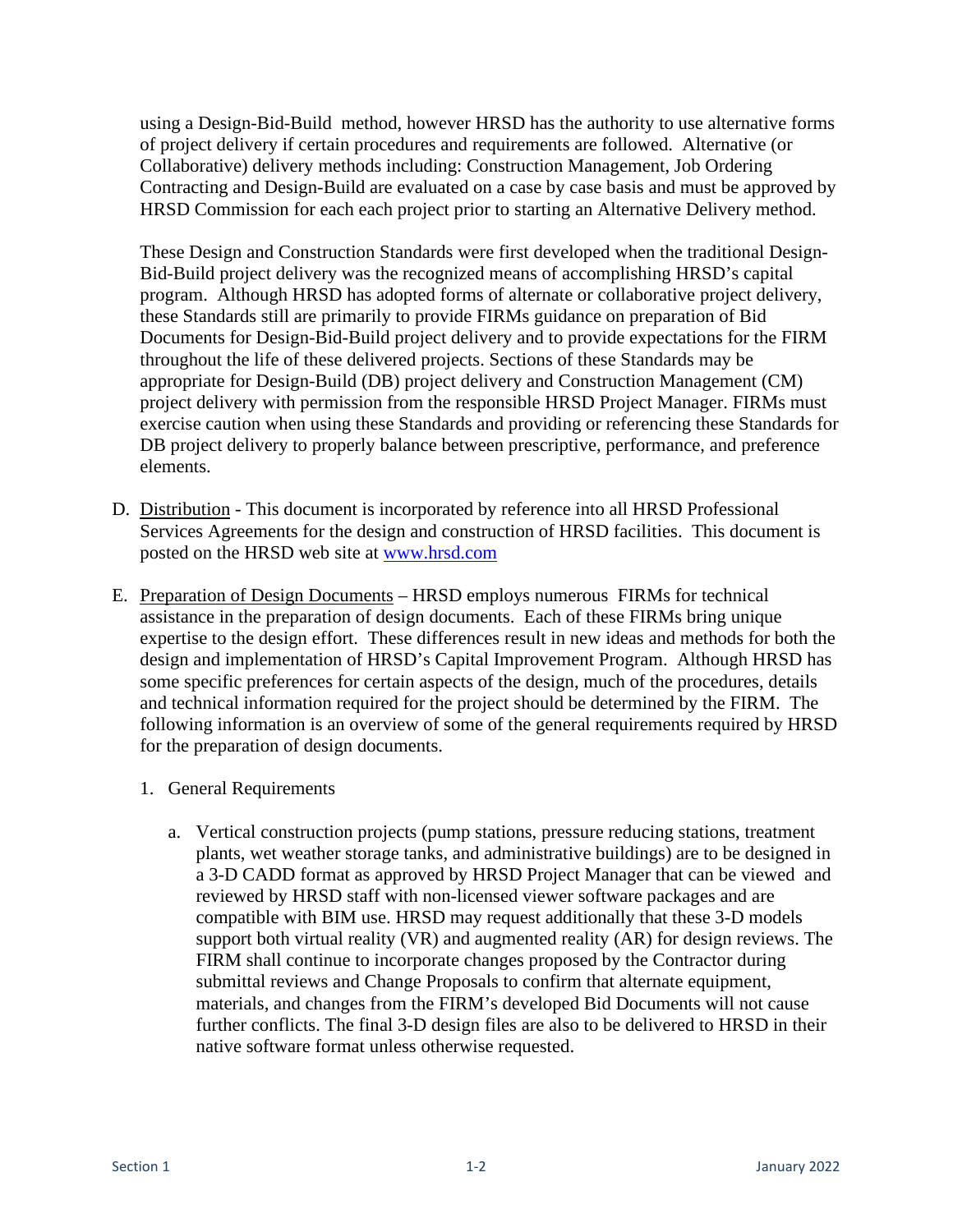using a Design-Bid-Build method, however HRSD has the authority to use alternative forms of project delivery if certain procedures and requirements are followed. Alternative (or Collaborative) delivery methods including: Construction Management, Job Ordering Contracting and Design-Build are evaluated on a case by case basis and must be approved by HRSD Commission for each each project prior to starting an Alternative Delivery method.

These Design and Construction Standards were first developed when the traditional Design-Bid-Build project delivery was the recognized means of accomplishing HRSD's capital program. Although HRSD has adopted forms of alternate or collaborative project delivery, these Standards still are primarily to provide FIRMs guidance on preparation of Bid Documents for Design-Bid-Build project delivery and to provide expectations for the FIRM throughout the life of these delivered projects. Sections of these Standards may be appropriate for Design-Build (DB) project delivery and Construction Management (CM) project delivery with permission from the responsible HRSD Project Manager. FIRMs must exercise caution when using these Standards and providing or referencing these Standards for DB project delivery to properly balance between prescriptive, performance, and preference elements.

D. Distribution - This document is incorporated by reference into all HRSD Professional Services Agreements for the design and construction of HRSD facilities. This document is posted on the HRSD web site at [www.hrsd.com](http://www.hrsd.com)

E. Preparation of Design Documents – HRSD employs numerous FIRMs for technical assistance in the preparation of design documents. Each of these FIRMs bring unique expertise to the design effort. These differences result in new ideas and methods for both the design and implementation of HRSD's Capital Improvement Program. Although HRSD has some specific preferences for certain aspects of the design, much of the procedures, details and technical information required for the project should be determined by the FIRM. The following information is an overview of some of the general requirements required by HRSD for the preparation of design documents.

1. General Requirements

   a. Vertical construction projects (pump stations, pressure reducing stations, treatment plants, wet weather storage tanks, and administrative buildings) are to be designed in a 3-D CADD format as approved by HRSD Project Manager that can be viewed and reviewed by HRSD staff with non-licensed viewer software packages and are compatible with BIM use. HRSD may request additionally that these 3-D models support both virtual reality (VR) and augmented reality (AR) for design reviews. The FIRM shall continue to incorporate changes proposed by the Contractor during submittal reviews and Change Proposals to confirm that alternate equipment, materials, and changes from the FIRM's developed Bid Documents will not cause further conflicts. The final 3-D design files are also to be delivered to HRSD in their native software format unless otherwise requested.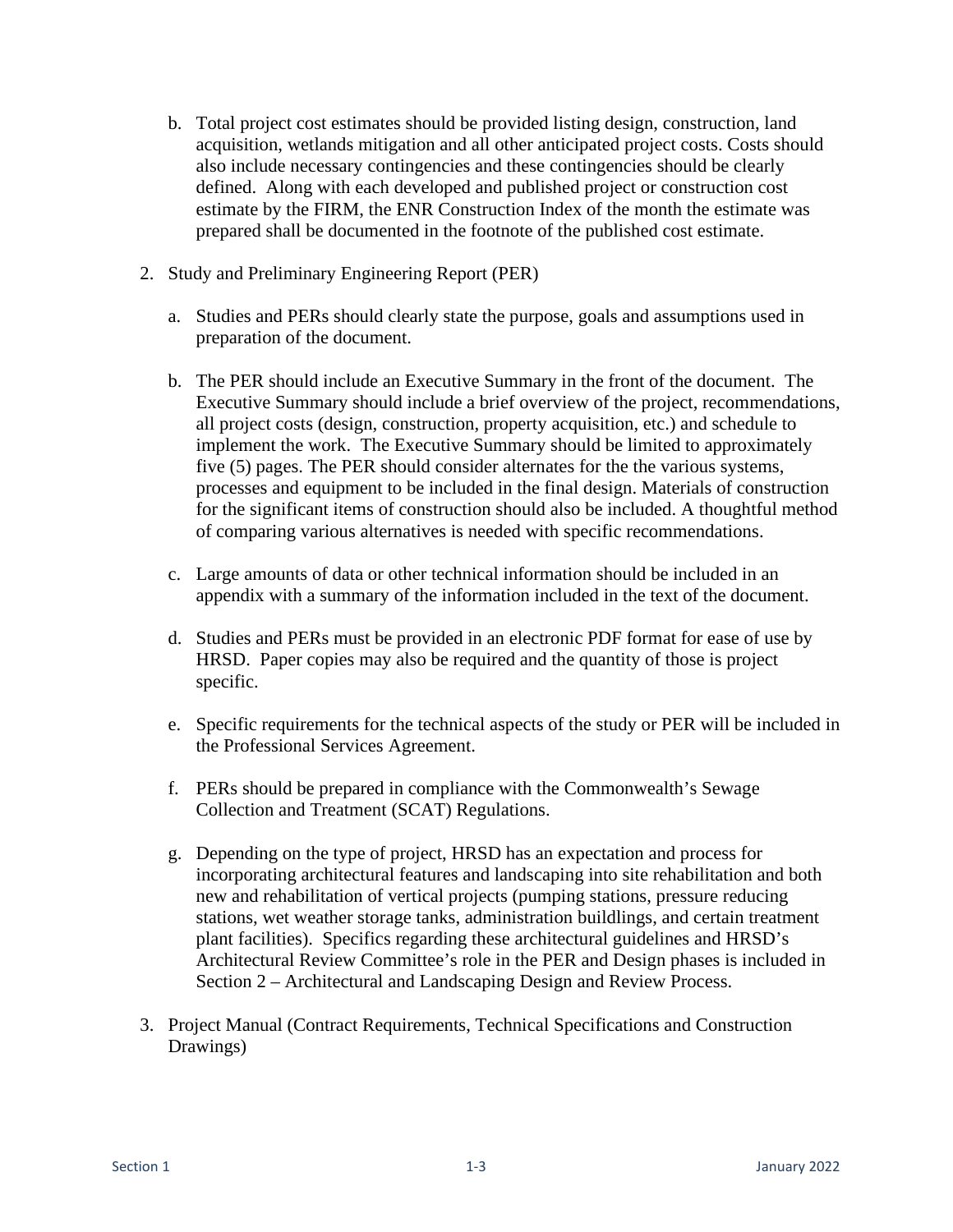b. Total project cost estimates should be provided listing design, construction, land acquisition, wetlands mitigation and all other anticipated project costs. Costs should also include necessary contingencies and these contingencies should be clearly defined. Along with each developed and published project or construction cost estimate by the FIRM, the ENR Construction Index of the month the estimate was prepared shall be documented in the footnote of the published cost estimate.

2. Study and Preliminary Engineering Report (PER)

   a. Studies and PERs should clearly state the purpose, goals and assumptions used in preparation of the document.

   b. The PER should include an Executive Summary in the front of the document. The Executive Summary should include a brief overview of the project, recommendations, all project costs (design, construction, property acquisition, etc.) and schedule to implement the work. The Executive Summary should be limited to approximately five (5) pages. The PER should consider alternates for the the various systems, processes and equipment to be included in the final design. Materials of construction for the significant items of construction should also be included. A thoughtful method of comparing various alternatives is needed with specific recommendations.

   c. Large amounts of data or other technical information should be included in an appendix with a summary of the information included in the text of the document.

   d. Studies and PERs must be provided in an electronic PDF format for ease of use by HRSD. Paper copies may also be required and the quantity of those is project specific.

   e. Specific requirements for the technical aspects of the study or PER will be included in the Professional Services Agreement.

   f. PERs should be prepared in compliance with the Commonwealth's Sewage Collection and Treatment (SCAT) Regulations.

   g. Depending on the type of project, HRSD has an expectation and process for incorporating architectural features and landscaping into site rehabilitation and both new and rehabilitation of vertical projects (pumping stations, pressure reducing stations, wet weather storage tanks, administration buildlings, and certain treatment plant facilities). Specifics regarding these architectural guidelines and HRSD's Architectural Review Committee's role in the PER and Design phases is included in Section 2 – Architectural and Landscaping Design and Review Process.

3. Project Manual (Contract Requirements, Technical Specifications and Construction Drawings)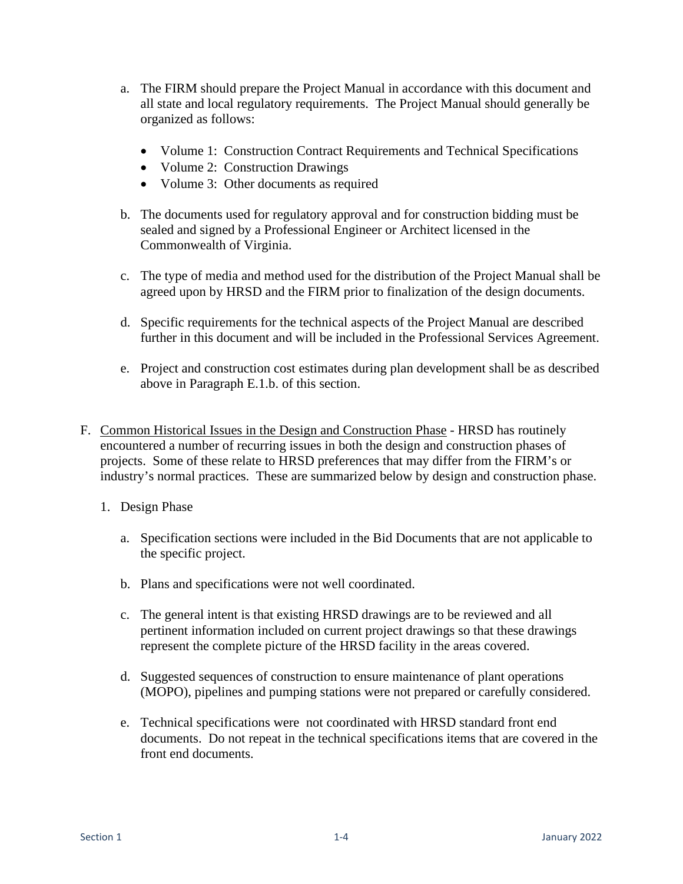a. The FIRM should prepare the Project Manual in accordance with this document and all state and local regulatory requirements. The Project Manual should generally be organized as follows:

   - Volume 1: Construction Contract Requirements and Technical Specifications
   - Volume 2: Construction Drawings
   - Volume 3: Other documents as required

b. The documents used for regulatory approval and for construction bidding must be sealed and signed by a Professional Engineer or Architect licensed in the Commonwealth of Virginia.

c. The type of media and method used for the distribution of the Project Manual shall be agreed upon by HRSD and the FIRM prior to finalization of the design documents.

d. Specific requirements for the technical aspects of the Project Manual are described further in this document and will be included in the Professional Services Agreement.

e. Project and construction cost estimates during plan development shall be as described above in Paragraph E.1.b. of this section.

F. <u>Common Historical Issues in the Design and Construction Phase</u> - HRSD has routinely encountered a number of recurring issues in both the design and construction phases of projects. Some of these relate to HRSD preferences that may differ from the FIRM's or industry's normal practices. These are summarized below by design and construction phase.

   1. Design Phase

      a. Specification sections were included in the Bid Documents that are not applicable to the specific project.

      b. Plans and specifications were not well coordinated.

      c. The general intent is that existing HRSD drawings are to be reviewed and all pertinent information included on current project drawings so that these drawings represent the complete picture of the HRSD facility in the areas covered.

      d. Suggested sequences of construction to ensure maintenance of plant operations (MOPO), pipelines and pumping stations were not prepared or carefully considered.

      e. Technical specifications were not coordinated with HRSD standard front end documents. Do not repeat in the technical specifications items that are covered in the front end documents.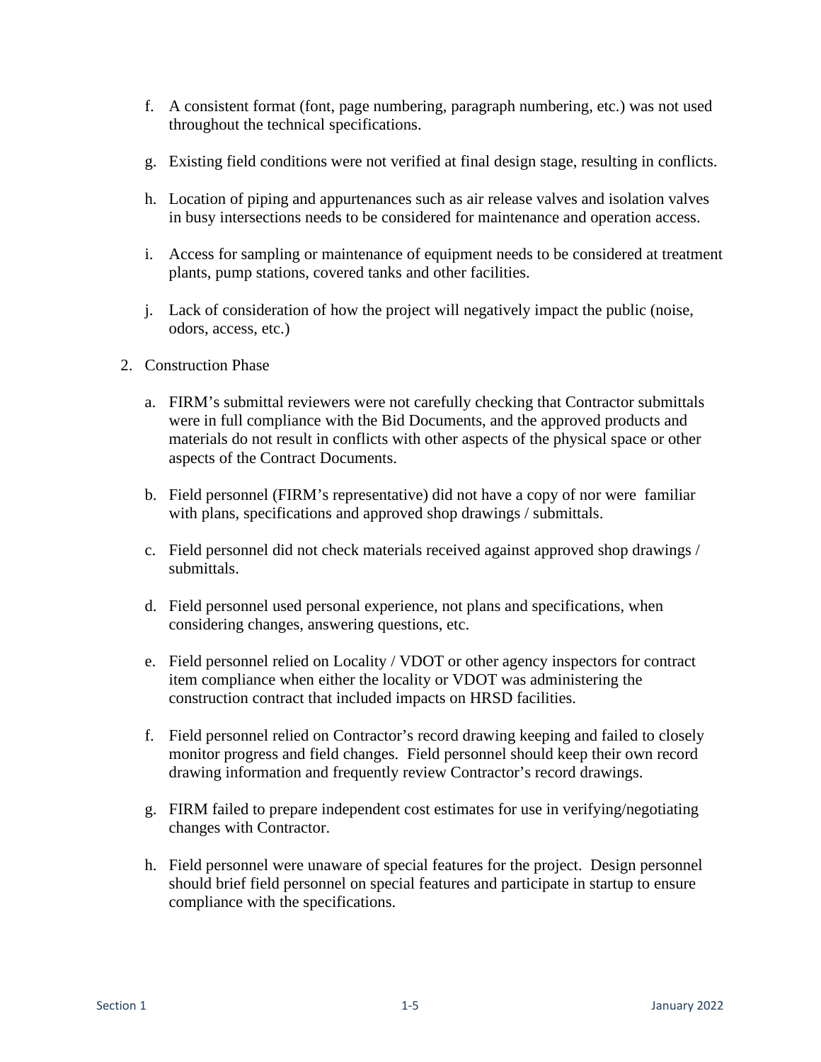f. A consistent format (font, page numbering, paragraph numbering, etc.) was not used throughout the technical specifications.

g. Existing field conditions were not verified at final design stage, resulting in conflicts.

h. Location of piping and appurtenances such as air release valves and isolation valves in busy intersections needs to be considered for maintenance and operation access.

i. Access for sampling or maintenance of equipment needs to be considered at treatment plants, pump stations, covered tanks and other facilities.

j. Lack of consideration of how the project will negatively impact the public (noise, odors, access, etc.)

2. Construction Phase

   a. FIRM's submittal reviewers were not carefully checking that Contractor submittals were in full compliance with the Bid Documents, and the approved products and materials do not result in conflicts with other aspects of the physical space or other aspects of the Contract Documents.

   b. Field personnel (FIRM's representative) did not have a copy of nor were familiar with plans, specifications and approved shop drawings / submittals.

   c. Field personnel did not check materials received against approved shop drawings / submittals.

   d. Field personnel used personal experience, not plans and specifications, when considering changes, answering questions, etc.

   e. Field personnel relied on Locality / VDOT or other agency inspectors for contract item compliance when either the locality or VDOT was administering the construction contract that included impacts on HRSD facilities.

   f. Field personnel relied on Contractor's record drawing keeping and failed to closely monitor progress and field changes. Field personnel should keep their own record drawing information and frequently review Contractor's record drawings.

   g. FIRM failed to prepare independent cost estimates for use in verifying/negotiating changes with Contractor.

   h. Field personnel were unaware of special features for the project. Design personnel should brief field personnel on special features and participate in startup to ensure compliance with the specifications.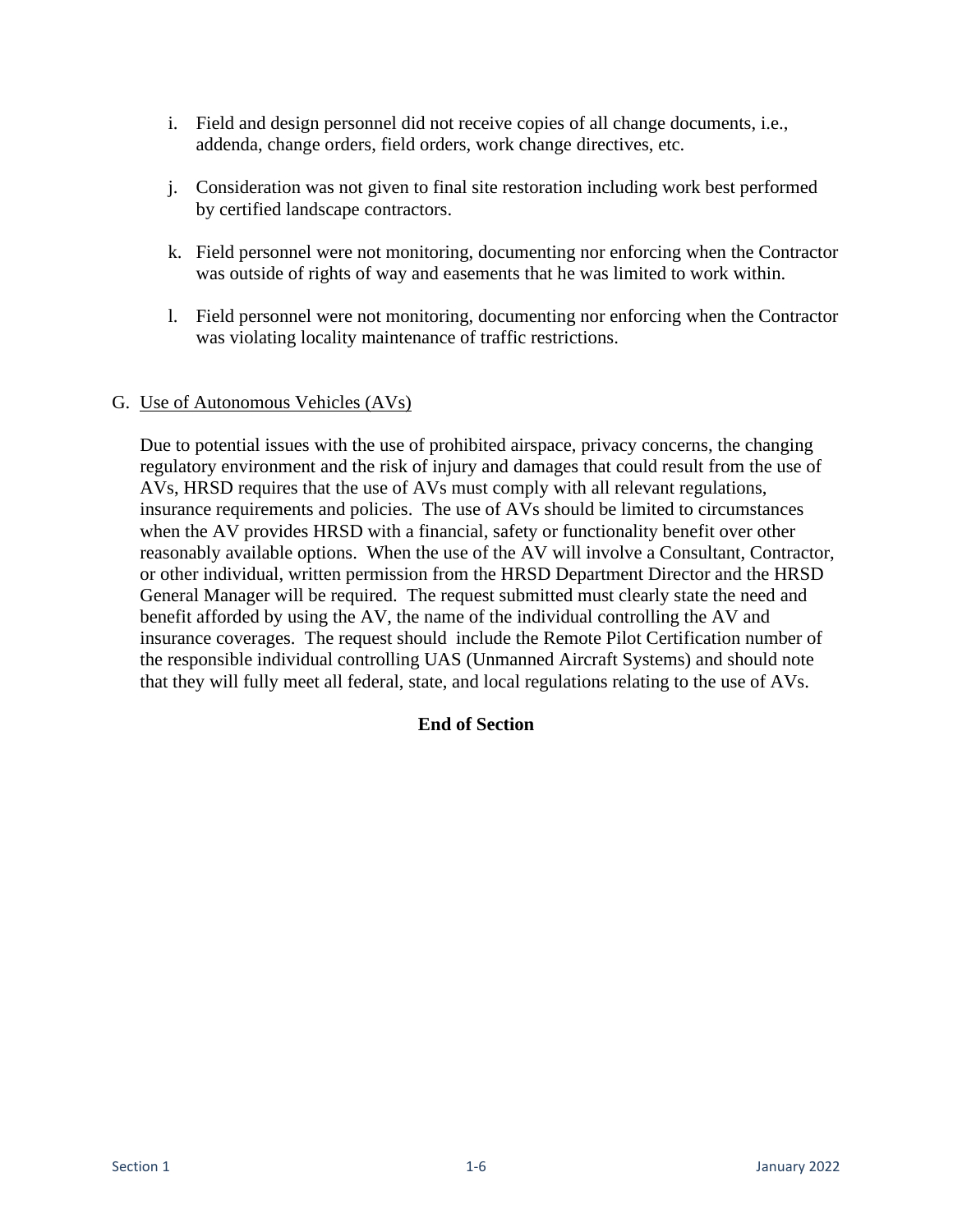i. Field and design personnel did not receive copies of all change documents, i.e., addenda, change orders, field orders, work change directives, etc.

j. Consideration was not given to final site restoration including work best performed by certified landscape contractors.

k. Field personnel were not monitoring, documenting nor enforcing when the Contractor was outside of rights of way and easements that he was limited to work within.

l. Field personnel were not monitoring, documenting nor enforcing when the Contractor was violating locality maintenance of traffic restrictions.

G. Use of Autonomous Vehicles (AVs)

Due to potential issues with the use of prohibited airspace, privacy concerns, the changing regulatory environment and the risk of injury and damages that could result from the use of AVs, HRSD requires that the use of AVs must comply with all relevant regulations, insurance requirements and policies. The use of AVs should be limited to circumstances when the AV provides HRSD with a financial, safety or functionality benefit over other reasonably available options. When the use of the AV will involve a Consultant, Contractor, or other individual, written permission from the HRSD Department Director and the HRSD General Manager will be required. The request submitted must clearly state the need and benefit afforded by using the AV, the name of the individual controlling the AV and insurance coverages. The request should include the Remote Pilot Certification number of the responsible individual controlling UAS (Unmanned Aircraft Systems) and should note that they will fully meet all federal, state, and local regulations relating to the use of AVs.

**End of Section**